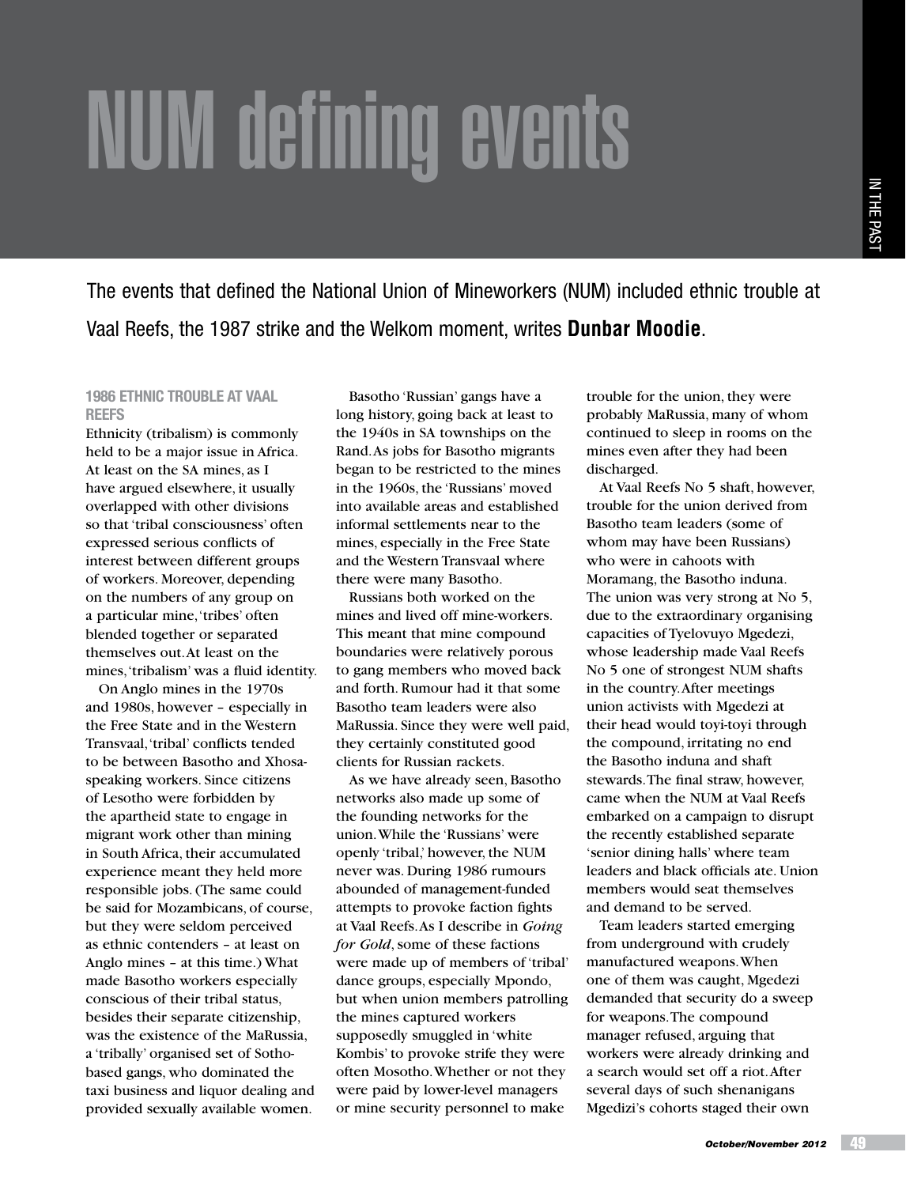# NUM defining events

The events that defined the National Union of Mineworkers (NUM) included ethnic trouble at Vaal Reefs, the 1987 strike and the Welkom moment, writes **Dunbar Moodie**.

### 1986 ETHNIC TROUBLE AT VAAL REEFS

Ethnicity (tribalism) is commonly held to be a major issue in Africa. At least on the SA mines, as I have argued elsewhere, it usually overlapped with other divisions so that 'tribal consciousness' often expressed serious conflicts of interest between different groups of workers. Moreover, depending on the numbers of any group on a particular mine, 'tribes' often blended together or separated themselves out. At least on the mines, 'tribalism' was a fluid identity.

On Anglo mines in the 1970s and 1980s, however – especially in the Free State and in the Western Transvaal, 'tribal' conflicts tended to be between Basotho and Xhosa-speaking workers. Since citizens of Lesotho were forbidden by the apartheid state to engage in migrant work other than mining in South Africa, their accumulated experience meant they held more responsible jobs. (The same could be said for Mozambicans, of course, but they were seldom perceived as ethnic contenders – at least on Anglo mines – at this time.) What made Basotho workers especially conscious of their tribal status, besides their separate citizenship, was the existence of the MaRussia, a 'tribally' organised set of Sotho-based gangs, who dominated the taxi business and liquor dealing and provided sexually available women.

Basotho 'Russian' gangs have a long history, going back at least to the 1940s in SA townships on the Rand. As jobs for Basotho migrants began to be restricted to the mines in the 1960s, the 'Russians' moved into available areas and established informal settlements near to the mines, especially in the Free State and the Western Transvaal where there were many Basotho.

Russians both worked on the mines and lived off mine-workers. This meant that mine compound boundaries were relatively porous to gang members who moved back and forth. Rumour had it that some Basotho team leaders were also MaRussia. Since they were well paid, they certainly constituted good clients for Russian rackets.

As we have already seen, Basotho networks also made up some of the founding networks for the union. While the 'Russians' were openly 'tribal,' however, the NUM never was. During 1986 rumours abounded of management-funded attempts to provoke faction fights at Vaal Reefs. As I describe in *Going for Gold*, some of these factions were made up of members of 'tribal' dance groups, especially Mpondo, but when union members patrolling the mines captured workers supposedly smuggled in 'white Kombis' to provoke strife they were often Mosotho. Whether or not they were paid by lower-level managers or mine security personnel to make trouble for the union, they were probably MaRussia, many of whom continued to sleep in rooms on the mines even after they had been discharged.

At Vaal Reefs No 5 shaft, however, trouble for the union derived from Basotho team leaders (some of whom may have been Russians) who were in cahoots with Moramang, the Basotho induna. The union was very strong at No 5, due to the extraordinary organising capacities of Tyelovuyo Mgedezi, whose leadership made Vaal Reefs No 5 one of strongest NUM shafts in the country. After meetings union activists with Mgedezi at their head would toyi-toyi through the compound, irritating no end the Basotho induna and shaft stewards. The final straw, however, came when the NUM at Vaal Reefs embarked on a campaign to disrupt the recently established separate 'senior dining halls' where team leaders and black officials ate. Union members would seat themselves and demand to be served.

Team leaders started emerging from underground with crudely manufactured weapons. When one of them was caught, Mgedezi demanded that security do a sweep for weapons. The compound manager refused, arguing that workers were already drinking and a search would set off a riot. After several days of such shenanigans Mgedizi's cohorts staged their own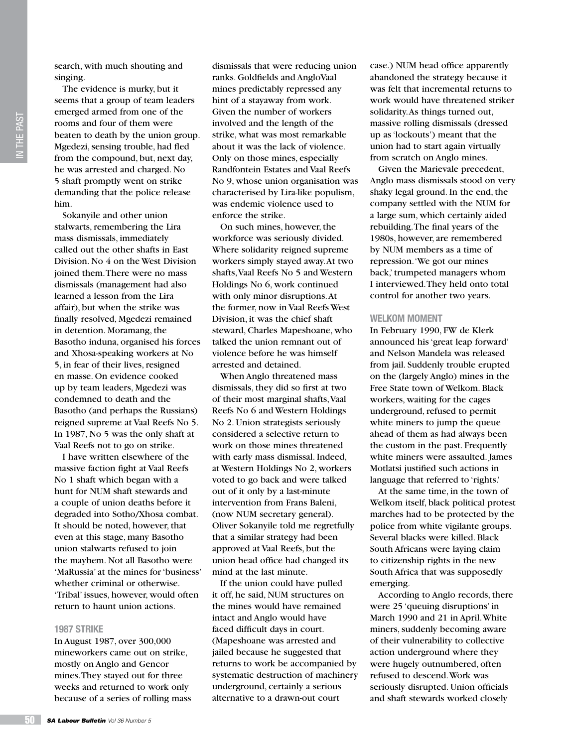search, with much shouting and singing.

The evidence is murky, but it seems that a group of team leaders emerged armed from one of the rooms and four of them were beaten to death by the union group. Mgedezi, sensing trouble, had fled from the compound, but, next day, he was arrested and charged. No 5 shaft promptly went on strike demanding that the police release him.

Sokanyile and other union stalwarts, remembering the Lira mass dismissals, immediately called out the other shafts in East Division. No 4 on the West Division joined them. There were no mass dismissals (management had also learned a lesson from the Lira affair), but when the strike was finally resolved, Mgedezi remained in detention. Moramang, the Basotho induna, organised his forces and Xhosa-speaking workers at No 5, in fear of their lives, resigned en masse. On evidence cooked up by team leaders, Mgedezi was condemned to death and the Basotho (and perhaps the Russians) reigned supreme at Vaal Reefs No 5. In 1987, No 5 was the only shaft at Vaal Reefs not to go on strike.

I have written elsewhere of the massive faction fight at Vaal Reefs No 1 shaft which began with a hunt for NUM shaft stewards and a couple of union deaths before it degraded into Sotho/Xhosa combat. It should be noted, however, that even at this stage, many Basotho union stalwarts refused to join the mayhem. Not all Basotho were 'MaRussia' at the mines for 'business' whether criminal or otherwise. 'Tribal' issues, however, would often return to haunt union actions.

### 1987 STRIKE

In August 1987, over 300,000 mineworkers came out on strike, mostly on Anglo and Gencor mines. They stayed out for three weeks and returned to work only because of a series of rolling mass dismissals that were reducing union ranks. Goldfields and AngloVaal mines predictably repressed any hint of a stayaway from work. Given the number of workers involved and the length of the strike, what was most remarkable about it was the lack of violence. Only on those mines, especially Randfontein Estates and Vaal Reefs No 9, whose union organisation was characterised by Lira-like populism, was endemic violence used to enforce the strike.

On such mines, however, the workforce was seriously divided. Where solidarity reigned supreme workers simply stayed away. At two shafts, Vaal Reefs No 5 and Western Holdings No 6, work continued with only minor disruptions. At the former, now in Vaal Reefs West Division, it was the chief shaft steward, Charles Mapeshoane, who talked the union remnant out of violence before he was himself arrested and detained.

When Anglo threatened mass dismissals, they did so first at two of their most marginal shafts, Vaal Reefs No 6 and Western Holdings No 2. Union strategists seriously considered a selective return to work on those mines threatened with early mass dismissal. Indeed, at Western Holdings No 2, workers voted to go back and were talked out of it only by a last-minute intervention from Frans Baleni, (now NUM secretary general). Oliver Sokanyile told me regretfully that a similar strategy had been approved at Vaal Reefs, but the union head office had changed its mind at the last minute.

If the union could have pulled it off, he said, NUM structures on the mines would have remained intact and Anglo would have faced difficult days in court. (Mapeshoane was arrested and jailed because he suggested that returns to work be accompanied by systematic destruction of machinery underground, certainly a serious alternative to a drawn-out court case.) NUM head office apparently abandoned the strategy because it was felt that incremental returns to work would have threatened striker solidarity. As things turned out, massive rolling dismissals (dressed up as 'lockouts') meant that the union had to start again virtually from scratch on Anglo mines.

Given the Marievale precedent, Anglo mass dismissals stood on very shaky legal ground. In the end, the company settled with the NUM for a large sum, which certainly aided rebuilding. The final years of the 1980s, however, are remembered by NUM members as a time of repression. 'We got our mines back,' trumpeted managers whom I interviewed. They held onto total control for another two years.

### WELKOM MOMENT

In February 1990, FW de Klerk announced his 'great leap forward' and Nelson Mandela was released from jail. Suddenly trouble erupted on the (largely Anglo) mines in the Free State town of Welkom. Black workers, waiting for the cages underground, refused to permit white miners to jump the queue ahead of them as had always been the custom in the past. Frequently white miners were assaulted. James Motlatsi justified such actions in language that referred to 'rights.'

At the same time, in the town of Welkom itself, black political protest marches had to be protected by the police from white vigilante groups. Several blacks were killed. Black South Africans were laying claim to citizenship rights in the new South Africa that was supposedly emerging.

According to Anglo records, there were 25 'queuing disruptions' in March 1990 and 21 in April. White miners, suddenly becoming aware of their vulnerability to collective action underground where they were hugely outnumbered, often refused to descend. Work was seriously disrupted. Union officials and shaft stewards worked closely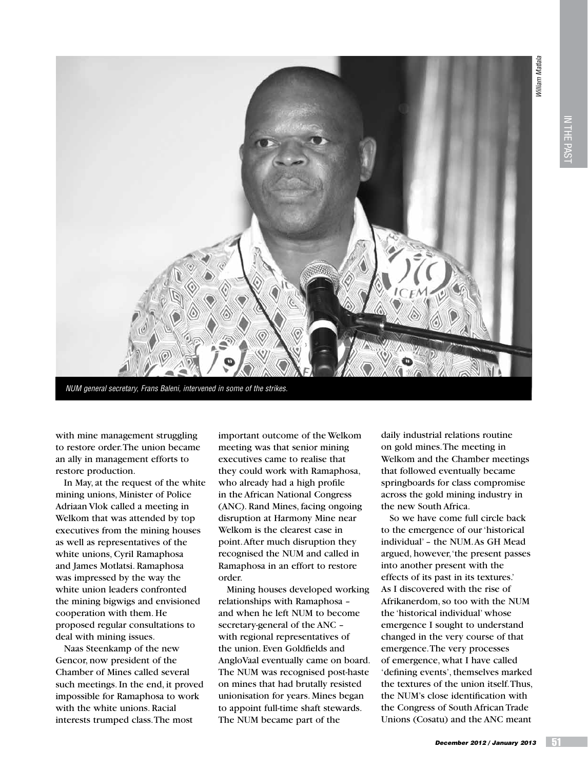NUM general secretary, Frans Baleni, intervened in some of the strikes.

with mine management struggling to restore order. The union became an ally in management efforts to restore production.

In May, at the request of the white mining unions, Minister of Police Adriaan Vlok called a meeting in Welkom that was attended by top executives from the mining houses as well as representatives of the white unions, Cyril Ramaphosa and James Motlatsi. Ramaphosa was impressed by the way the white union leaders confronted the mining bigwigs and envisioned cooperation with them. He proposed regular consultations to deal with mining issues.

Naas Steenkamp of the new Gencor, now president of the Chamber of Mines called several such meetings. In the end, it proved impossible for Ramaphosa to work with the white unions. Racial interests trumped class. The most important outcome of the Welkom meeting was that senior mining executives came to realise that they could work with Ramaphosa, who already had a high profile in the African National Congress (ANC). Rand Mines, facing ongoing disruption at Harmony Mine near Welkom is the clearest case in point. After much disruption they recognised the NUM and called in Ramaphosa in an effort to restore order.

Mining houses developed working relationships with Ramaphosa – and when he left NUM to become secretary-general of the ANC – with regional representatives of the union. Even Goldfields and AngloVaal eventually came on board. The NUM was recognised post-haste on mines that had brutally resisted unionisation for years. Mines began to appoint full-time shaft stewards. The NUM became part of the daily industrial relations routine on gold mines. The meeting in Welkom and the Chamber meetings that followed eventually became springboards for class compromise across the gold mining industry in the new South Africa.

So we have come full circle back to the emergence of our 'historical individual' – the NUM. As GH Mead argued, however, 'the present passes into another present with the effects of its past in its textures.' As I discovered with the rise of Afrikanerdom, so too with the NUM the 'historical individual' whose emergence I sought to understand changed in the very course of that emergence. The very processes of emergence, what I have called 'defining events', themselves marked the textures of the union itself. Thus, the NUM's close identification with the Congress of South African Trade Unions (Cosatu) and the ANC meant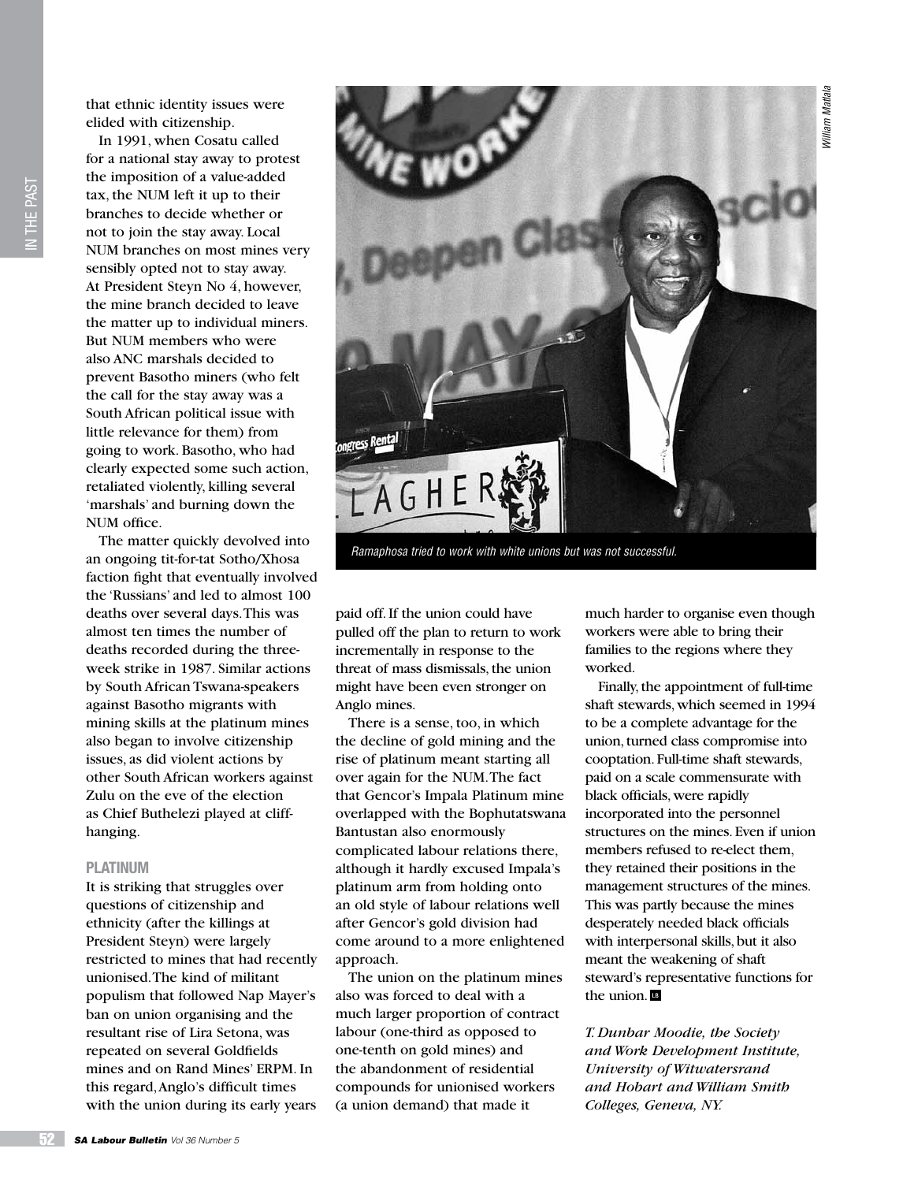that ethnic identity issues were elided with citizenship.

In 1991, when Cosatu called for a national stay away to protest the imposition of a value-added tax, the NUM left it up to their branches to decide whether or not to join the stay away. Local NUM branches on most mines very sensibly opted not to stay away. At President Steyn No 4, however, the mine branch decided to leave the matter up to individual miners. But NUM members who were also ANC marshals decided to prevent Basotho miners (who felt the call for the stay away was a South African political issue with little relevance for them) from going to work. Basotho, who had clearly expected some such action, retaliated violently, killing several 'marshals' and burning down the NUM office.

The matter quickly devolved into an ongoing tit-for-tat Sotho/Xhosa faction fight that eventually involved the 'Russians' and led to almost 100 deaths over several days. This was almost ten times the number of deaths recorded during the three-week strike in 1987. Similar actions by South African Tswana-speakers against Basotho migrants with mining skills at the platinum mines also began to involve citizenship issues, as did violent actions by other South African workers against Zulu on the eve of the election as Chief Buthelezi played at cliff-hanging.

### PLATINUM

It is striking that struggles over questions of citizenship and ethnicity (after the killings at President Steyn) were largely restricted to mines that had recently unionised. The kind of militant populism that followed Nap Mayer's ban on union organising and the resultant rise of Lira Setona, was repeated on several Goldfields mines and on Rand Mines' ERPM. In this regard, Anglo's difficult times with the union during its early years paid off. If the union could have pulled off the plan to return to work incrementally in response to the threat of mass dismissals, the union might have been even stronger on Anglo mines.

There is a sense, too, in which the decline of gold mining and the rise of platinum meant starting all over again for the NUM. The fact that Gencor's Impala Platinum mine overlapped with the Bophutatswana Bantustan also enormously complicated labour relations there, although it hardly excused Impala's platinum arm from holding onto an old style of labour relations well after Gencor's gold division had come around to a more enlightened approach.

The union on the platinum mines also was forced to deal with a much larger proportion of contract labour (one-third as opposed to one-tenth on gold mines) and the abandonment of residential compounds for unionised workers (a union demand) that made it much harder to organise even though workers were able to bring their families to the regions where they worked.

Finally, the appointment of full-time shaft stewards, which seemed in 1994 to be a complete advantage for the union, turned class compromise into cooptation. Full-time shaft stewards, paid on a scale commensurate with black officials, were rapidly incorporated into the personnel structures on the mines. Even if union members refused to re-elect them, they retained their positions in the management structures of the mines. This was partly because the mines desperately needed black officials with interpersonal skills, but it also meant the weakening of shaft steward's representative functions for the union.

*T. Dunbar Moodie, the Society and Work Development Institute, University of Witwatersrand and Hobart and William Smith Colleges, Geneva, NY.*

William Matlala

Ramaphosa tried to work with white unions but was not successful.